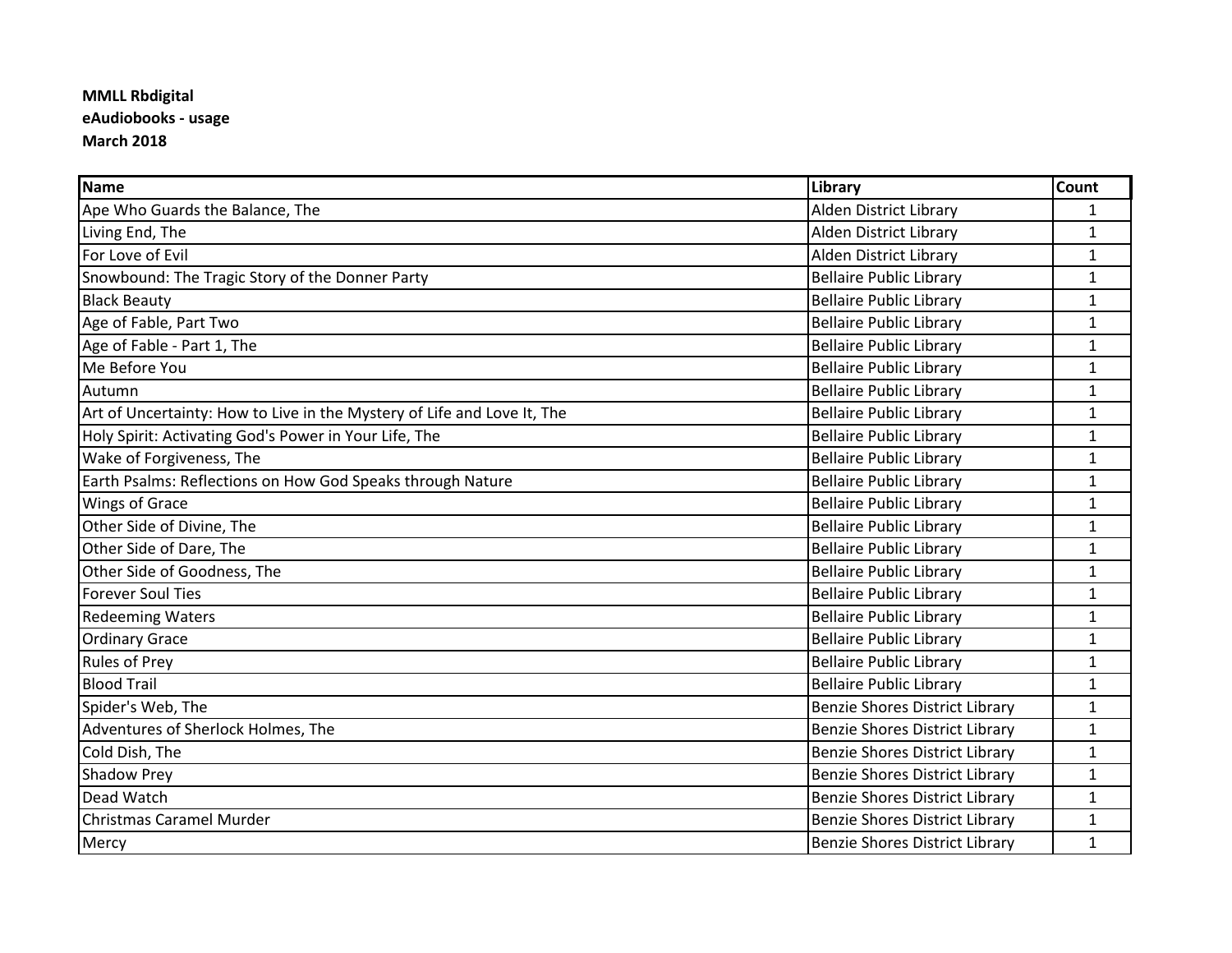**MMLL Rbdigital**
**eAudiobooks - usage**
**March 2018**

| Name | Library | Count |
|---|---|---|
| Ape Who Guards the Balance, The | Alden District Library | 1 |
| Living End, The | Alden District Library | 1 |
| For Love of Evil | Alden District Library | 1 |
| Snowbound: The Tragic Story of the Donner Party | Bellaire Public Library | 1 |
| Black Beauty | Bellaire Public Library | 1 |
| Age of Fable, Part Two | Bellaire Public Library | 1 |
| Age of Fable - Part 1, The | Bellaire Public Library | 1 |
| Me Before You | Bellaire Public Library | 1 |
| Autumn | Bellaire Public Library | 1 |
| Art of Uncertainty: How to Live in the Mystery of Life and Love It, The | Bellaire Public Library | 1 |
| Holy Spirit: Activating God's Power in Your Life, The | Bellaire Public Library | 1 |
| Wake of Forgiveness, The | Bellaire Public Library | 1 |
| Earth Psalms: Reflections on How God Speaks through Nature | Bellaire Public Library | 1 |
| Wings of Grace | Bellaire Public Library | 1 |
| Other Side of Divine, The | Bellaire Public Library | 1 |
| Other Side of Dare, The | Bellaire Public Library | 1 |
| Other Side of Goodness, The | Bellaire Public Library | 1 |
| Forever Soul Ties | Bellaire Public Library | 1 |
| Redeeming Waters | Bellaire Public Library | 1 |
| Ordinary Grace | Bellaire Public Library | 1 |
| Rules of Prey | Bellaire Public Library | 1 |
| Blood Trail | Bellaire Public Library | 1 |
| Spider's Web, The | Benzie Shores District Library | 1 |
| Adventures of Sherlock Holmes, The | Benzie Shores District Library | 1 |
| Cold Dish, The | Benzie Shores District Library | 1 |
| Shadow Prey | Benzie Shores District Library | 1 |
| Dead Watch | Benzie Shores District Library | 1 |
| Christmas Caramel Murder | Benzie Shores District Library | 1 |
| Mercy | Benzie Shores District Library | 1 |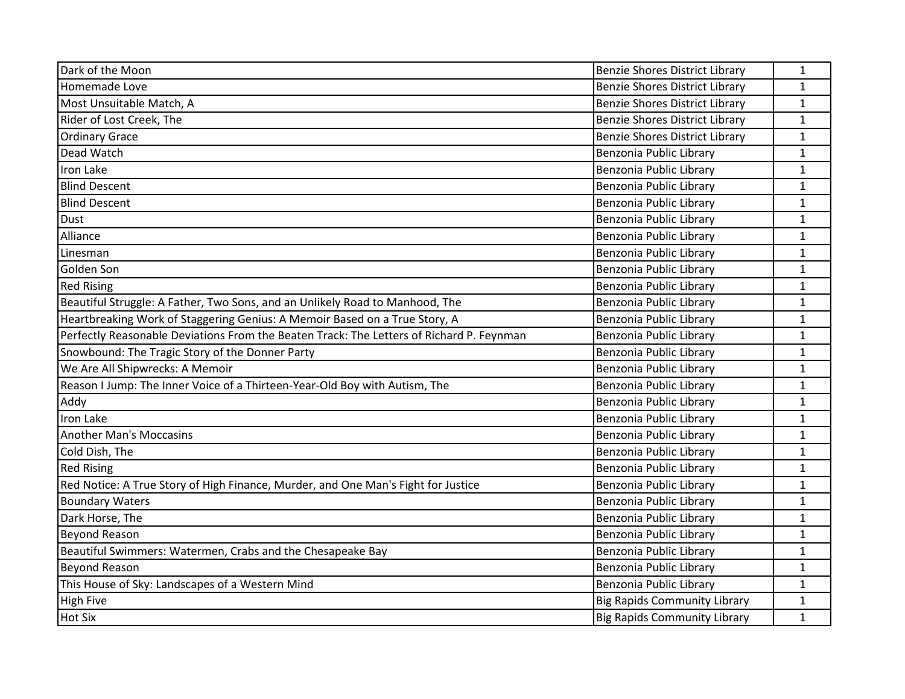| | | |
|---|---|---|
| Dark of the Moon | Benzie Shores District Library | 1 |
| Homemade Love | Benzie Shores District Library | 1 |
| Most Unsuitable Match, A | Benzie Shores District Library | 1 |
| Rider of Lost Creek, The | Benzie Shores District Library | 1 |
| Ordinary Grace | Benzie Shores District Library | 1 |
| Dead Watch | Benzonia Public Library | 1 |
| Iron Lake | Benzonia Public Library | 1 |
| Blind Descent | Benzonia Public Library | 1 |
| Blind Descent | Benzonia Public Library | 1 |
| Dust | Benzonia Public Library | 1 |
| Alliance | Benzonia Public Library | 1 |
| Linesman | Benzonia Public Library | 1 |
| Golden Son | Benzonia Public Library | 1 |
| Red Rising | Benzonia Public Library | 1 |
| Beautiful Struggle: A Father, Two Sons, and an Unlikely Road to Manhood, The | Benzonia Public Library | 1 |
| Heartbreaking Work of Staggering Genius: A Memoir Based on a True Story, A | Benzonia Public Library | 1 |
| Perfectly Reasonable Deviations From the Beaten Track: The Letters of Richard P. Feynman | Benzonia Public Library | 1 |
| Snowbound: The Tragic Story of the Donner Party | Benzonia Public Library | 1 |
| We Are All Shipwrecks: A Memoir | Benzonia Public Library | 1 |
| Reason I Jump: The Inner Voice of a Thirteen-Year-Old Boy with Autism, The | Benzonia Public Library | 1 |
| Addy | Benzonia Public Library | 1 |
| Iron Lake | Benzonia Public Library | 1 |
| Another Man's Moccasins | Benzonia Public Library | 1 |
| Cold Dish, The | Benzonia Public Library | 1 |
| Red Rising | Benzonia Public Library | 1 |
| Red Notice: A True Story of High Finance, Murder, and One Man's Fight for Justice | Benzonia Public Library | 1 |
| Boundary Waters | Benzonia Public Library | 1 |
| Dark Horse, The | Benzonia Public Library | 1 |
| Beyond Reason | Benzonia Public Library | 1 |
| Beautiful Swimmers: Watermen, Crabs and the Chesapeake Bay | Benzonia Public Library | 1 |
| Beyond Reason | Benzonia Public Library | 1 |
| This House of Sky: Landscapes of a Western Mind | Benzonia Public Library | 1 |
| High Five | Big Rapids Community Library | 1 |
| Hot Six | Big Rapids Community Library | 1 |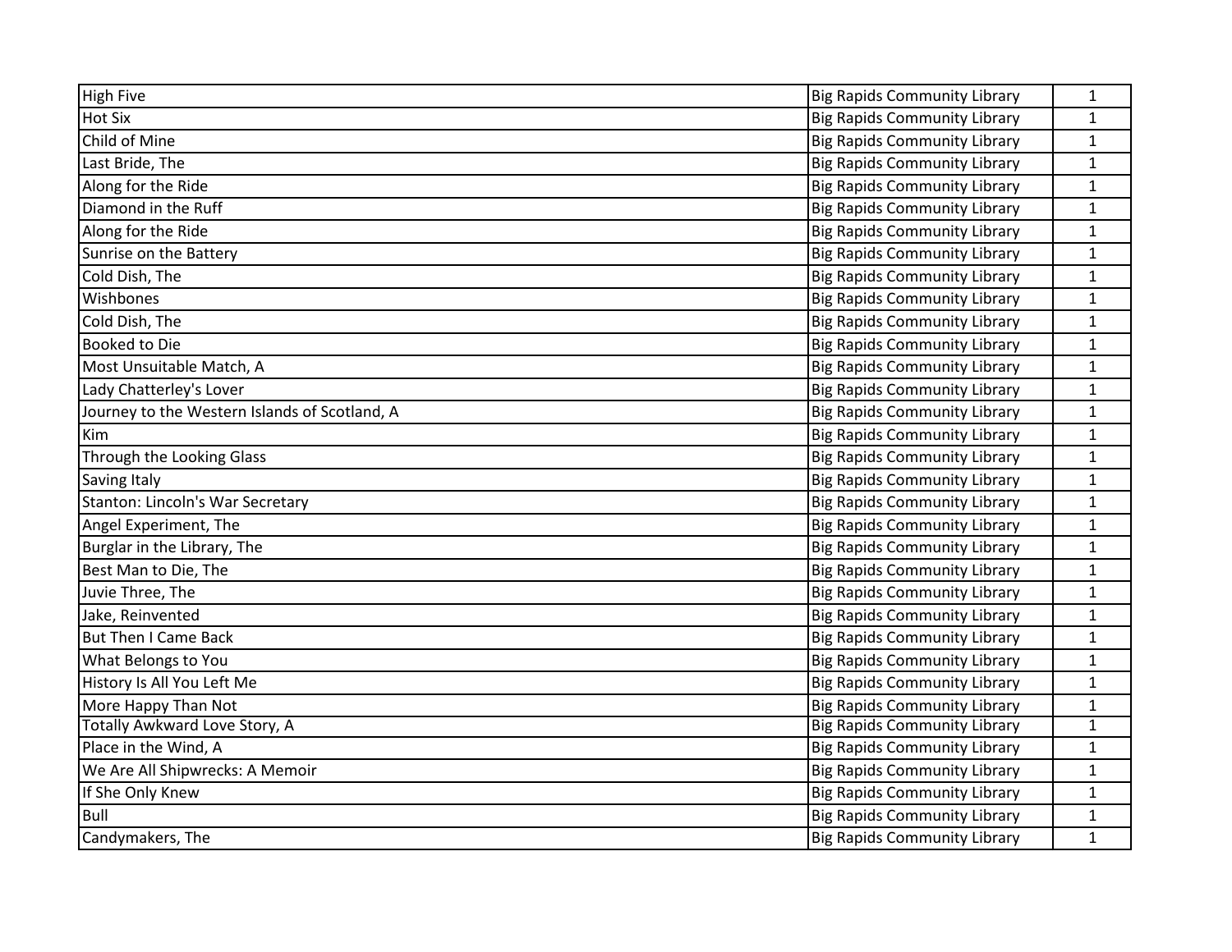| High Five | Big Rapids Community Library | 1 |
|---|---|---|
| Hot Six | Big Rapids Community Library | 1 |
| Child of Mine | Big Rapids Community Library | 1 |
| Last Bride, The | Big Rapids Community Library | 1 |
| Along for the Ride | Big Rapids Community Library | 1 |
| Diamond in the Ruff | Big Rapids Community Library | 1 |
| Along for the Ride | Big Rapids Community Library | 1 |
| Sunrise on the Battery | Big Rapids Community Library | 1 |
| Cold Dish, The | Big Rapids Community Library | 1 |
| Wishbones | Big Rapids Community Library | 1 |
| Cold Dish, The | Big Rapids Community Library | 1 |
| Booked to Die | Big Rapids Community Library | 1 |
| Most Unsuitable Match, A | Big Rapids Community Library | 1 |
| Lady Chatterley's Lover | Big Rapids Community Library | 1 |
| Journey to the Western Islands of Scotland, A | Big Rapids Community Library | 1 |
| Kim | Big Rapids Community Library | 1 |
| Through the Looking Glass | Big Rapids Community Library | 1 |
| Saving Italy | Big Rapids Community Library | 1 |
| Stanton: Lincoln's War Secretary | Big Rapids Community Library | 1 |
| Angel Experiment, The | Big Rapids Community Library | 1 |
| Burglar in the Library, The | Big Rapids Community Library | 1 |
| Best Man to Die, The | Big Rapids Community Library | 1 |
| Juvie Three, The | Big Rapids Community Library | 1 |
| Jake, Reinvented | Big Rapids Community Library | 1 |
| But Then I Came Back | Big Rapids Community Library | 1 |
| What Belongs to You | Big Rapids Community Library | 1 |
| History Is All You Left Me | Big Rapids Community Library | 1 |
| More Happy Than Not | Big Rapids Community Library | 1 |
| Totally Awkward Love Story, A | Big Rapids Community Library | 1 |
| Place in the Wind, A | Big Rapids Community Library | 1 |
| We Are All Shipwrecks: A Memoir | Big Rapids Community Library | 1 |
| If She Only Knew | Big Rapids Community Library | 1 |
| Bull | Big Rapids Community Library | 1 |
| Candymakers, The | Big Rapids Community Library | 1 |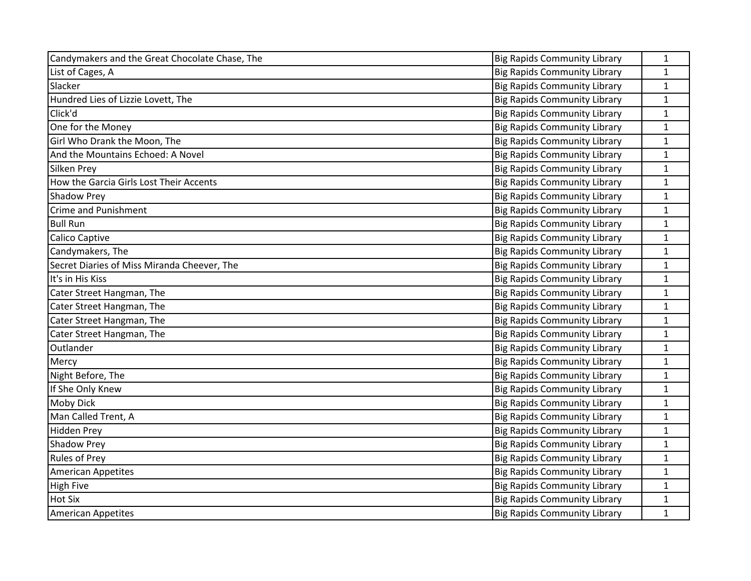| | | |
|---|---|---|
| Candymakers and the Great Chocolate Chase, The | Big Rapids Community Library | 1 |
| List of Cages, A | Big Rapids Community Library | 1 |
| Slacker | Big Rapids Community Library | 1 |
| Hundred Lies of Lizzie Lovett, The | Big Rapids Community Library | 1 |
| Click'd | Big Rapids Community Library | 1 |
| One for the Money | Big Rapids Community Library | 1 |
| Girl Who Drank the Moon, The | Big Rapids Community Library | 1 |
| And the Mountains Echoed: A Novel | Big Rapids Community Library | 1 |
| Silken Prey | Big Rapids Community Library | 1 |
| How the Garcia Girls Lost Their Accents | Big Rapids Community Library | 1 |
| Shadow Prey | Big Rapids Community Library | 1 |
| Crime and Punishment | Big Rapids Community Library | 1 |
| Bull Run | Big Rapids Community Library | 1 |
| Calico Captive | Big Rapids Community Library | 1 |
| Candymakers, The | Big Rapids Community Library | 1 |
| Secret Diaries of Miss Miranda Cheever, The | Big Rapids Community Library | 1 |
| It's in His Kiss | Big Rapids Community Library | 1 |
| Cater Street Hangman, The | Big Rapids Community Library | 1 |
| Cater Street Hangman, The | Big Rapids Community Library | 1 |
| Cater Street Hangman, The | Big Rapids Community Library | 1 |
| Cater Street Hangman, The | Big Rapids Community Library | 1 |
| Outlander | Big Rapids Community Library | 1 |
| Mercy | Big Rapids Community Library | 1 |
| Night Before, The | Big Rapids Community Library | 1 |
| If She Only Knew | Big Rapids Community Library | 1 |
| Moby Dick | Big Rapids Community Library | 1 |
| Man Called Trent, A | Big Rapids Community Library | 1 |
| Hidden Prey | Big Rapids Community Library | 1 |
| Shadow Prey | Big Rapids Community Library | 1 |
| Rules of Prey | Big Rapids Community Library | 1 |
| American Appetites | Big Rapids Community Library | 1 |
| High Five | Big Rapids Community Library | 1 |
| Hot Six | Big Rapids Community Library | 1 |
| American Appetites | Big Rapids Community Library | 1 |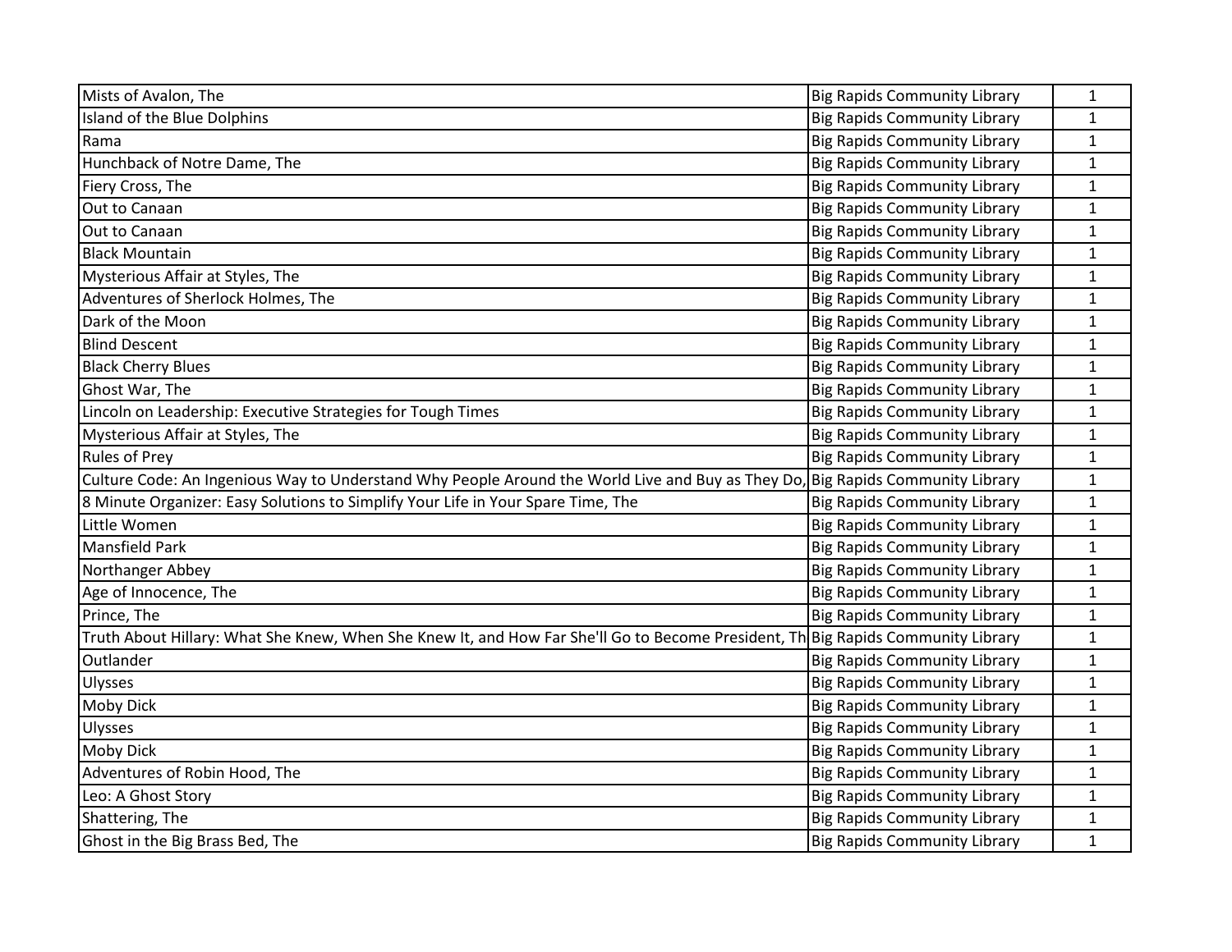| | | |
|---|---|---|
| Mists of Avalon, The | Big Rapids Community Library | 1 |
| Island of the Blue Dolphins | Big Rapids Community Library | 1 |
| Rama | Big Rapids Community Library | 1 |
| Hunchback of Notre Dame, The | Big Rapids Community Library | 1 |
| Fiery Cross, The | Big Rapids Community Library | 1 |
| Out to Canaan | Big Rapids Community Library | 1 |
| Out to Canaan | Big Rapids Community Library | 1 |
| Black Mountain | Big Rapids Community Library | 1 |
| Mysterious Affair at Styles, The | Big Rapids Community Library | 1 |
| Adventures of Sherlock Holmes, The | Big Rapids Community Library | 1 |
| Dark of the Moon | Big Rapids Community Library | 1 |
| Blind Descent | Big Rapids Community Library | 1 |
| Black Cherry Blues | Big Rapids Community Library | 1 |
| Ghost War, The | Big Rapids Community Library | 1 |
| Lincoln on Leadership: Executive Strategies for Tough Times | Big Rapids Community Library | 1 |
| Mysterious Affair at Styles, The | Big Rapids Community Library | 1 |
| Rules of Prey | Big Rapids Community Library | 1 |
| Culture Code: An Ingenious Way to Understand Why People Around the World Live and Buy as They Do, | Big Rapids Community Library | 1 |
| 8 Minute Organizer: Easy Solutions to Simplify Your Life in Your Spare Time, The | Big Rapids Community Library | 1 |
| Little Women | Big Rapids Community Library | 1 |
| Mansfield Park | Big Rapids Community Library | 1 |
| Northanger Abbey | Big Rapids Community Library | 1 |
| Age of Innocence, The | Big Rapids Community Library | 1 |
| Prince, The | Big Rapids Community Library | 1 |
| Truth About Hillary: What She Knew, When She Knew It, and How Far She'll Go to Become President, Th | Big Rapids Community Library | 1 |
| Outlander | Big Rapids Community Library | 1 |
| Ulysses | Big Rapids Community Library | 1 |
| Moby Dick | Big Rapids Community Library | 1 |
| Ulysses | Big Rapids Community Library | 1 |
| Moby Dick | Big Rapids Community Library | 1 |
| Adventures of Robin Hood, The | Big Rapids Community Library | 1 |
| Leo: A Ghost Story | Big Rapids Community Library | 1 |
| Shattering, The | Big Rapids Community Library | 1 |
| Ghost in the Big Brass Bed, The | Big Rapids Community Library | 1 |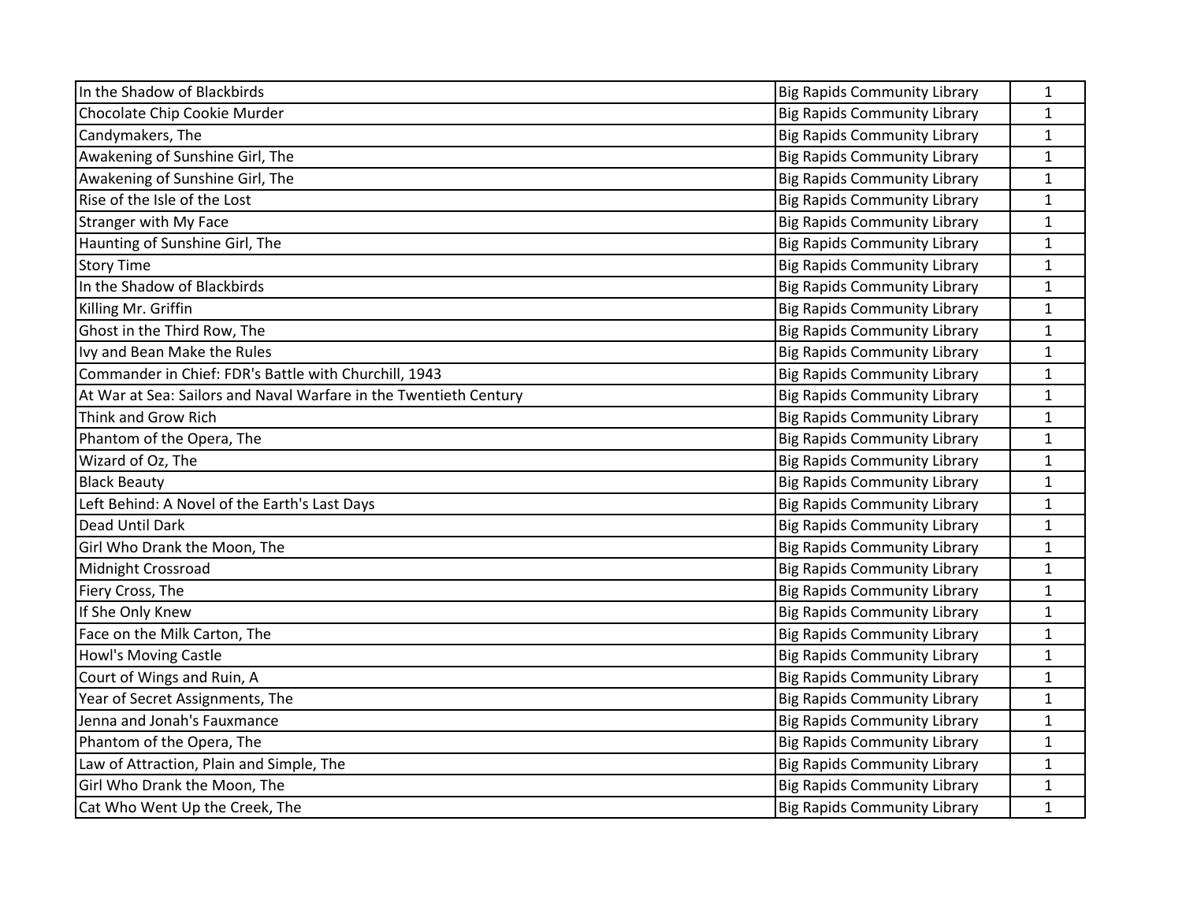| | | |
|---|---|---|
| In the Shadow of Blackbirds | Big Rapids Community Library | 1 |
| Chocolate Chip Cookie Murder | Big Rapids Community Library | 1 |
| Candymakers, The | Big Rapids Community Library | 1 |
| Awakening of Sunshine Girl, The | Big Rapids Community Library | 1 |
| Awakening of Sunshine Girl, The | Big Rapids Community Library | 1 |
| Rise of the Isle of the Lost | Big Rapids Community Library | 1 |
| Stranger with My Face | Big Rapids Community Library | 1 |
| Haunting of Sunshine Girl, The | Big Rapids Community Library | 1 |
| Story Time | Big Rapids Community Library | 1 |
| In the Shadow of Blackbirds | Big Rapids Community Library | 1 |
| Killing Mr. Griffin | Big Rapids Community Library | 1 |
| Ghost in the Third Row, The | Big Rapids Community Library | 1 |
| Ivy and Bean Make the Rules | Big Rapids Community Library | 1 |
| Commander in Chief: FDR's Battle with Churchill, 1943 | Big Rapids Community Library | 1 |
| At War at Sea: Sailors and Naval Warfare in the Twentieth Century | Big Rapids Community Library | 1 |
| Think and Grow Rich | Big Rapids Community Library | 1 |
| Phantom of the Opera, The | Big Rapids Community Library | 1 |
| Wizard of Oz, The | Big Rapids Community Library | 1 |
| Black Beauty | Big Rapids Community Library | 1 |
| Left Behind: A Novel of the Earth's Last Days | Big Rapids Community Library | 1 |
| Dead Until Dark | Big Rapids Community Library | 1 |
| Girl Who Drank the Moon, The | Big Rapids Community Library | 1 |
| Midnight Crossroad | Big Rapids Community Library | 1 |
| Fiery Cross, The | Big Rapids Community Library | 1 |
| If She Only Knew | Big Rapids Community Library | 1 |
| Face on the Milk Carton, The | Big Rapids Community Library | 1 |
| Howl's Moving Castle | Big Rapids Community Library | 1 |
| Court of Wings and Ruin, A | Big Rapids Community Library | 1 |
| Year of Secret Assignments, The | Big Rapids Community Library | 1 |
| Jenna and Jonah's Fauxmance | Big Rapids Community Library | 1 |
| Phantom of the Opera, The | Big Rapids Community Library | 1 |
| Law of Attraction, Plain and Simple, The | Big Rapids Community Library | 1 |
| Girl Who Drank the Moon, The | Big Rapids Community Library | 1 |
| Cat Who Went Up the Creek, The | Big Rapids Community Library | 1 |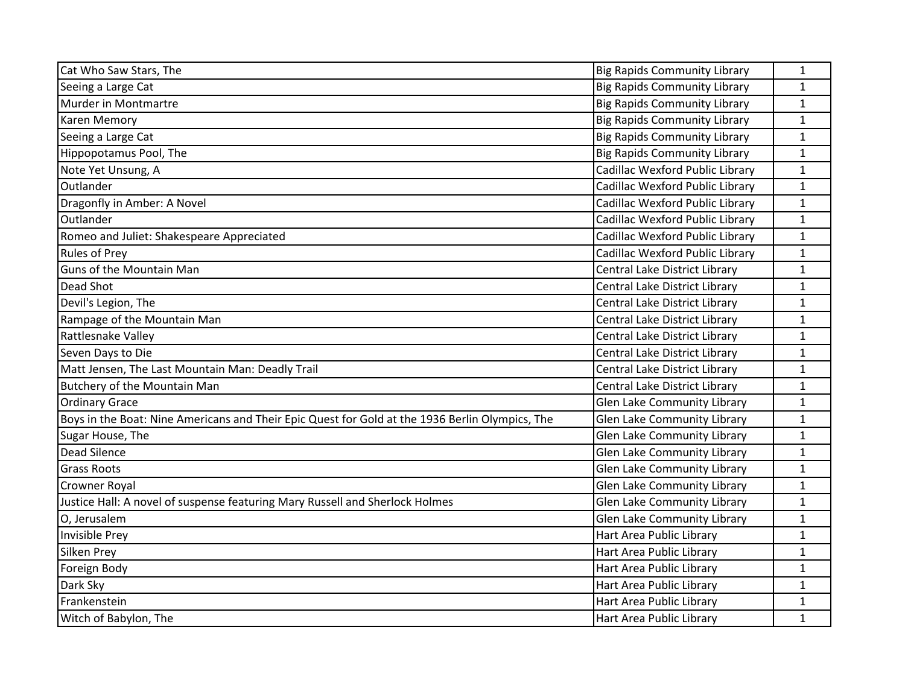| | | |
|---|---|---|
| Cat Who Saw Stars, The | Big Rapids Community Library | 1 |
| Seeing a Large Cat | Big Rapids Community Library | 1 |
| Murder in Montmartre | Big Rapids Community Library | 1 |
| Karen Memory | Big Rapids Community Library | 1 |
| Seeing a Large Cat | Big Rapids Community Library | 1 |
| Hippopotamus Pool, The | Big Rapids Community Library | 1 |
| Note Yet Unsung, A | Cadillac Wexford Public Library | 1 |
| Outlander | Cadillac Wexford Public Library | 1 |
| Dragonfly in Amber: A Novel | Cadillac Wexford Public Library | 1 |
| Outlander | Cadillac Wexford Public Library | 1 |
| Romeo and Juliet: Shakespeare Appreciated | Cadillac Wexford Public Library | 1 |
| Rules of Prey | Cadillac Wexford Public Library | 1 |
| Guns of the Mountain Man | Central Lake District Library | 1 |
| Dead Shot | Central Lake District Library | 1 |
| Devil's Legion, The | Central Lake District Library | 1 |
| Rampage of the Mountain Man | Central Lake District Library | 1 |
| Rattlesnake Valley | Central Lake District Library | 1 |
| Seven Days to Die | Central Lake District Library | 1 |
| Matt Jensen, The Last Mountain Man: Deadly Trail | Central Lake District Library | 1 |
| Butchery of the Mountain Man | Central Lake District Library | 1 |
| Ordinary Grace | Glen Lake Community Library | 1 |
| Boys in the Boat: Nine Americans and Their Epic Quest for Gold at the 1936 Berlin Olympics, The | Glen Lake Community Library | 1 |
| Sugar House, The | Glen Lake Community Library | 1 |
| Dead Silence | Glen Lake Community Library | 1 |
| Grass Roots | Glen Lake Community Library | 1 |
| Crowner Royal | Glen Lake Community Library | 1 |
| Justice Hall: A novel of suspense featuring Mary Russell and Sherlock Holmes | Glen Lake Community Library | 1 |
| O, Jerusalem | Glen Lake Community Library | 1 |
| Invisible Prey | Hart Area Public Library | 1 |
| Silken Prey | Hart Area Public Library | 1 |
| Foreign Body | Hart Area Public Library | 1 |
| Dark Sky | Hart Area Public Library | 1 |
| Frankenstein | Hart Area Public Library | 1 |
| Witch of Babylon, The | Hart Area Public Library | 1 |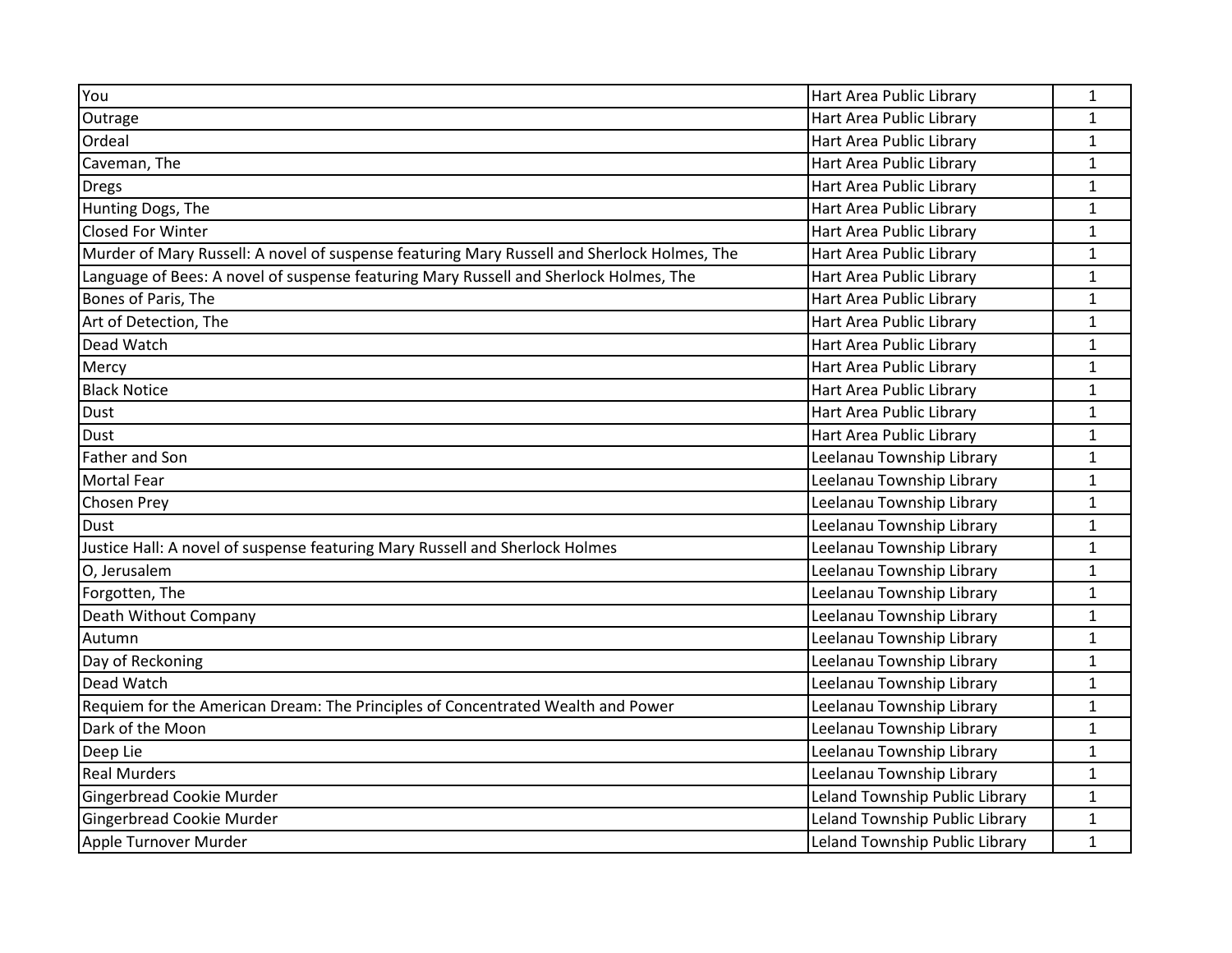| You | Hart Area Public Library | 1 |
|---|---|---|
| Outrage | Hart Area Public Library | 1 |
| Ordeal | Hart Area Public Library | 1 |
| Caveman, The | Hart Area Public Library | 1 |
| Dregs | Hart Area Public Library | 1 |
| Hunting Dogs, The | Hart Area Public Library | 1 |
| Closed For Winter | Hart Area Public Library | 1 |
| Murder of Mary Russell: A novel of suspense featuring Mary Russell and Sherlock Holmes, The | Hart Area Public Library | 1 |
| Language of Bees: A novel of suspense featuring Mary Russell and Sherlock Holmes, The | Hart Area Public Library | 1 |
| Bones of Paris, The | Hart Area Public Library | 1 |
| Art of Detection, The | Hart Area Public Library | 1 |
| Dead Watch | Hart Area Public Library | 1 |
| Mercy | Hart Area Public Library | 1 |
| Black Notice | Hart Area Public Library | 1 |
| Dust | Hart Area Public Library | 1 |
| Dust | Hart Area Public Library | 1 |
| Father and Son | Leelanau Township Library | 1 |
| Mortal Fear | Leelanau Township Library | 1 |
| Chosen Prey | Leelanau Township Library | 1 |
| Dust | Leelanau Township Library | 1 |
| Justice Hall: A novel of suspense featuring Mary Russell and Sherlock Holmes | Leelanau Township Library | 1 |
| O, Jerusalem | Leelanau Township Library | 1 |
| Forgotten, The | Leelanau Township Library | 1 |
| Death Without Company | Leelanau Township Library | 1 |
| Autumn | Leelanau Township Library | 1 |
| Day of Reckoning | Leelanau Township Library | 1 |
| Dead Watch | Leelanau Township Library | 1 |
| Requiem for the American Dream: The Principles of Concentrated Wealth and Power | Leelanau Township Library | 1 |
| Dark of the Moon | Leelanau Township Library | 1 |
| Deep Lie | Leelanau Township Library | 1 |
| Real Murders | Leelanau Township Library | 1 |
| Gingerbread Cookie Murder | Leland Township Public Library | 1 |
| Gingerbread Cookie Murder | Leland Township Public Library | 1 |
| Apple Turnover Murder | Leland Township Public Library | 1 |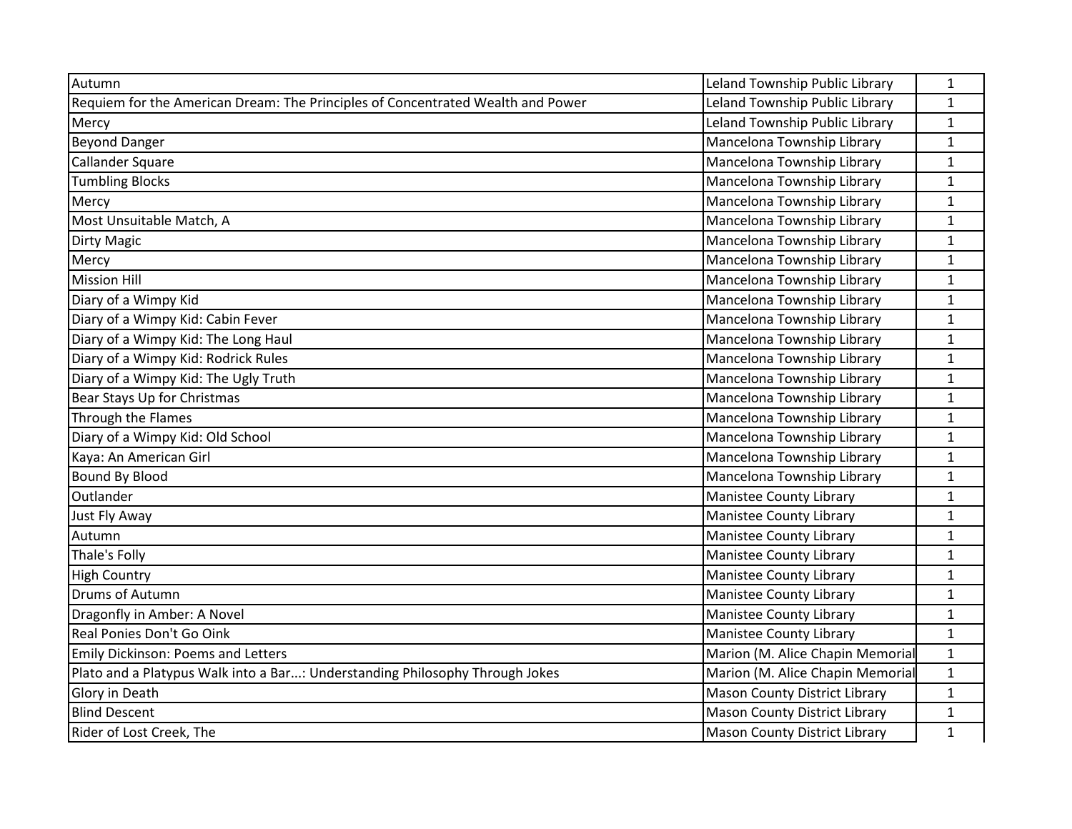| Autumn | Leland Township Public Library | 1 |
|---|---|---|
| Requiem for the American Dream: The Principles of Concentrated Wealth and Power | Leland Township Public Library | 1 |
| Mercy | Leland Township Public Library | 1 |
| Beyond Danger | Mancelona Township Library | 1 |
| Callander Square | Mancelona Township Library | 1 |
| Tumbling Blocks | Mancelona Township Library | 1 |
| Mercy | Mancelona Township Library | 1 |
| Most Unsuitable Match, A | Mancelona Township Library | 1 |
| Dirty Magic | Mancelona Township Library | 1 |
| Mercy | Mancelona Township Library | 1 |
| Mission Hill | Mancelona Township Library | 1 |
| Diary of a Wimpy Kid | Mancelona Township Library | 1 |
| Diary of a Wimpy Kid: Cabin Fever | Mancelona Township Library | 1 |
| Diary of a Wimpy Kid: The Long Haul | Mancelona Township Library | 1 |
| Diary of a Wimpy Kid: Rodrick Rules | Mancelona Township Library | 1 |
| Diary of a Wimpy Kid: The Ugly Truth | Mancelona Township Library | 1 |
| Bear Stays Up for Christmas | Mancelona Township Library | 1 |
| Through the Flames | Mancelona Township Library | 1 |
| Diary of a Wimpy Kid: Old School | Mancelona Township Library | 1 |
| Kaya: An American Girl | Mancelona Township Library | 1 |
| Bound By Blood | Mancelona Township Library | 1 |
| Outlander | Manistee County Library | 1 |
| Just Fly Away | Manistee County Library | 1 |
| Autumn | Manistee County Library | 1 |
| Thale's Folly | Manistee County Library | 1 |
| High Country | Manistee County Library | 1 |
| Drums of Autumn | Manistee County Library | 1 |
| Dragonfly in Amber: A Novel | Manistee County Library | 1 |
| Real Ponies Don't Go Oink | Manistee County Library | 1 |
| Emily Dickinson: Poems and Letters | Marion (M. Alice Chapin Memorial | 1 |
| Plato and a Platypus Walk into a Bar...: Understanding Philosophy Through Jokes | Marion (M. Alice Chapin Memorial | 1 |
| Glory in Death | Mason County District Library | 1 |
| Blind Descent | Mason County District Library | 1 |
| Rider of Lost Creek, The | Mason County District Library | 1 |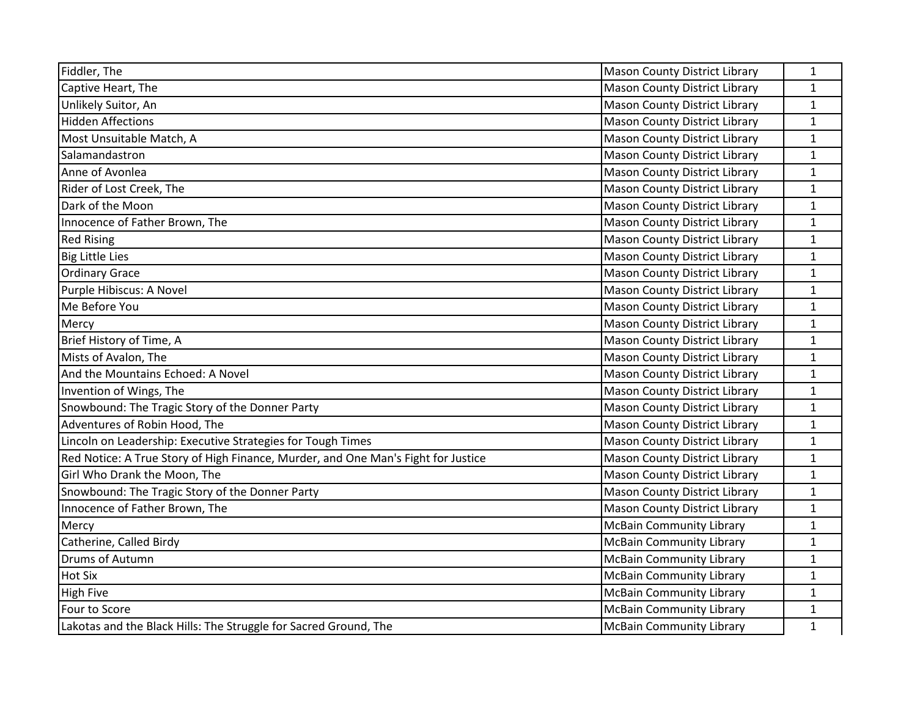| | | |
|---|---|---|
| Fiddler, The | Mason County District Library | 1 |
| Captive Heart, The | Mason County District Library | 1 |
| Unlikely Suitor, An | Mason County District Library | 1 |
| Hidden Affections | Mason County District Library | 1 |
| Most Unsuitable Match, A | Mason County District Library | 1 |
| Salamandastron | Mason County District Library | 1 |
| Anne of Avonlea | Mason County District Library | 1 |
| Rider of Lost Creek, The | Mason County District Library | 1 |
| Dark of the Moon | Mason County District Library | 1 |
| Innocence of Father Brown, The | Mason County District Library | 1 |
| Red Rising | Mason County District Library | 1 |
| Big Little Lies | Mason County District Library | 1 |
| Ordinary Grace | Mason County District Library | 1 |
| Purple Hibiscus: A Novel | Mason County District Library | 1 |
| Me Before You | Mason County District Library | 1 |
| Mercy | Mason County District Library | 1 |
| Brief History of Time, A | Mason County District Library | 1 |
| Mists of Avalon, The | Mason County District Library | 1 |
| And the Mountains Echoed: A Novel | Mason County District Library | 1 |
| Invention of Wings, The | Mason County District Library | 1 |
| Snowbound: The Tragic Story of the Donner Party | Mason County District Library | 1 |
| Adventures of Robin Hood, The | Mason County District Library | 1 |
| Lincoln on Leadership: Executive Strategies for Tough Times | Mason County District Library | 1 |
| Red Notice: A True Story of High Finance, Murder, and One Man's Fight for Justice | Mason County District Library | 1 |
| Girl Who Drank the Moon, The | Mason County District Library | 1 |
| Snowbound: The Tragic Story of the Donner Party | Mason County District Library | 1 |
| Innocence of Father Brown, The | Mason County District Library | 1 |
| Mercy | McBain Community Library | 1 |
| Catherine, Called Birdy | McBain Community Library | 1 |
| Drums of Autumn | McBain Community Library | 1 |
| Hot Six | McBain Community Library | 1 |
| High Five | McBain Community Library | 1 |
| Four to Score | McBain Community Library | 1 |
| Lakotas and the Black Hills: The Struggle for Sacred Ground, The | McBain Community Library | 1 |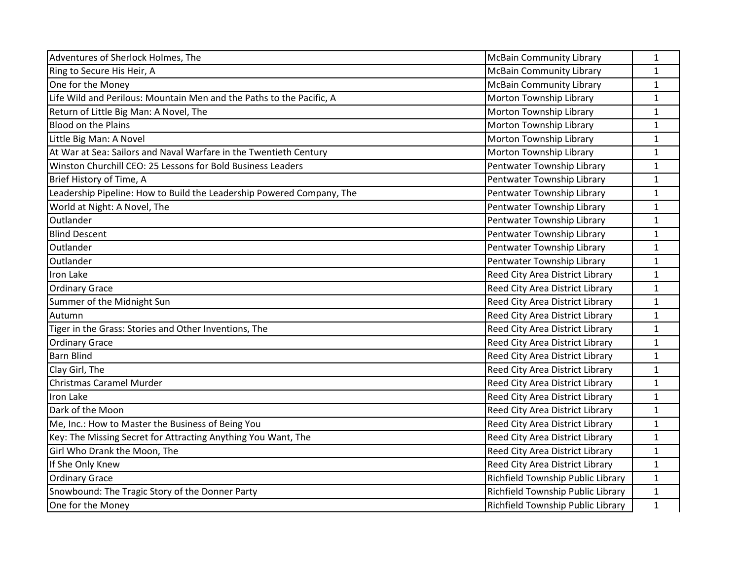| | | |
|---|---|---|
| Adventures of Sherlock Holmes, The | McBain Community Library | 1 |
| Ring to Secure His Heir, A | McBain Community Library | 1 |
| One for the Money | McBain Community Library | 1 |
| Life Wild and Perilous: Mountain Men and the Paths to the Pacific, A | Morton Township Library | 1 |
| Return of Little Big Man: A Novel, The | Morton Township Library | 1 |
| Blood on the Plains | Morton Township Library | 1 |
| Little Big Man: A Novel | Morton Township Library | 1 |
| At War at Sea: Sailors and Naval Warfare in the Twentieth Century | Morton Township Library | 1 |
| Winston Churchill CEO: 25 Lessons for Bold Business Leaders | Pentwater Township Library | 1 |
| Brief History of Time, A | Pentwater Township Library | 1 |
| Leadership Pipeline: How to Build the Leadership Powered Company, The | Pentwater Township Library | 1 |
| World at Night: A Novel, The | Pentwater Township Library | 1 |
| Outlander | Pentwater Township Library | 1 |
| Blind Descent | Pentwater Township Library | 1 |
| Outlander | Pentwater Township Library | 1 |
| Outlander | Pentwater Township Library | 1 |
| Iron Lake | Reed City Area District Library | 1 |
| Ordinary Grace | Reed City Area District Library | 1 |
| Summer of the Midnight Sun | Reed City Area District Library | 1 |
| Autumn | Reed City Area District Library | 1 |
| Tiger in the Grass: Stories and Other Inventions, The | Reed City Area District Library | 1 |
| Ordinary Grace | Reed City Area District Library | 1 |
| Barn Blind | Reed City Area District Library | 1 |
| Clay Girl, The | Reed City Area District Library | 1 |
| Christmas Caramel Murder | Reed City Area District Library | 1 |
| Iron Lake | Reed City Area District Library | 1 |
| Dark of the Moon | Reed City Area District Library | 1 |
| Me, Inc.: How to Master the Business of Being You | Reed City Area District Library | 1 |
| Key: The Missing Secret for Attracting Anything You Want, The | Reed City Area District Library | 1 |
| Girl Who Drank the Moon, The | Reed City Area District Library | 1 |
| If She Only Knew | Reed City Area District Library | 1 |
| Ordinary Grace | Richfield Township Public Library | 1 |
| Snowbound: The Tragic Story of the Donner Party | Richfield Township Public Library | 1 |
| One for the Money | Richfield Township Public Library | 1 |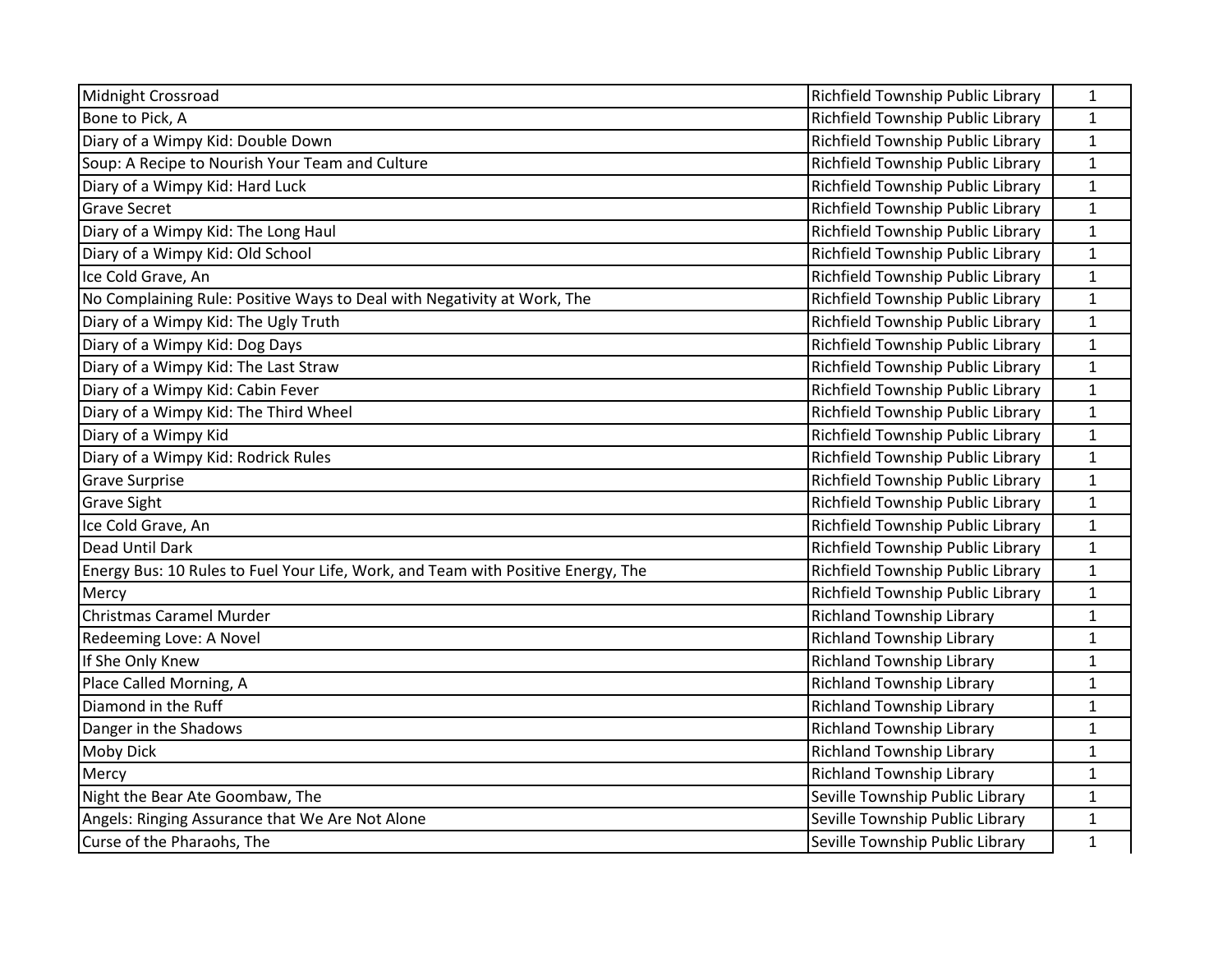| | | |
|---|---|---|
| Midnight Crossroad | Richfield Township Public Library | 1 |
| Bone to Pick, A | Richfield Township Public Library | 1 |
| Diary of a Wimpy Kid: Double Down | Richfield Township Public Library | 1 |
| Soup: A Recipe to Nourish Your Team and Culture | Richfield Township Public Library | 1 |
| Diary of a Wimpy Kid: Hard Luck | Richfield Township Public Library | 1 |
| Grave Secret | Richfield Township Public Library | 1 |
| Diary of a Wimpy Kid: The Long Haul | Richfield Township Public Library | 1 |
| Diary of a Wimpy Kid: Old School | Richfield Township Public Library | 1 |
| Ice Cold Grave, An | Richfield Township Public Library | 1 |
| No Complaining Rule: Positive Ways to Deal with Negativity at Work, The | Richfield Township Public Library | 1 |
| Diary of a Wimpy Kid: The Ugly Truth | Richfield Township Public Library | 1 |
| Diary of a Wimpy Kid: Dog Days | Richfield Township Public Library | 1 |
| Diary of a Wimpy Kid: The Last Straw | Richfield Township Public Library | 1 |
| Diary of a Wimpy Kid: Cabin Fever | Richfield Township Public Library | 1 |
| Diary of a Wimpy Kid: The Third Wheel | Richfield Township Public Library | 1 |
| Diary of a Wimpy Kid | Richfield Township Public Library | 1 |
| Diary of a Wimpy Kid: Rodrick Rules | Richfield Township Public Library | 1 |
| Grave Surprise | Richfield Township Public Library | 1 |
| Grave Sight | Richfield Township Public Library | 1 |
| Ice Cold Grave, An | Richfield Township Public Library | 1 |
| Dead Until Dark | Richfield Township Public Library | 1 |
| Energy Bus: 10 Rules to Fuel Your Life, Work, and Team with Positive Energy, The | Richfield Township Public Library | 1 |
| Mercy | Richfield Township Public Library | 1 |
| Christmas Caramel Murder | Richland Township Library | 1 |
| Redeeming Love: A Novel | Richland Township Library | 1 |
| If She Only Knew | Richland Township Library | 1 |
| Place Called Morning, A | Richland Township Library | 1 |
| Diamond in the Ruff | Richland Township Library | 1 |
| Danger in the Shadows | Richland Township Library | 1 |
| Moby Dick | Richland Township Library | 1 |
| Mercy | Richland Township Library | 1 |
| Night the Bear Ate Goombaw, The | Seville Township Public Library | 1 |
| Angels: Ringing Assurance that We Are Not Alone | Seville Township Public Library | 1 |
| Curse of the Pharaohs, The | Seville Township Public Library | 1 |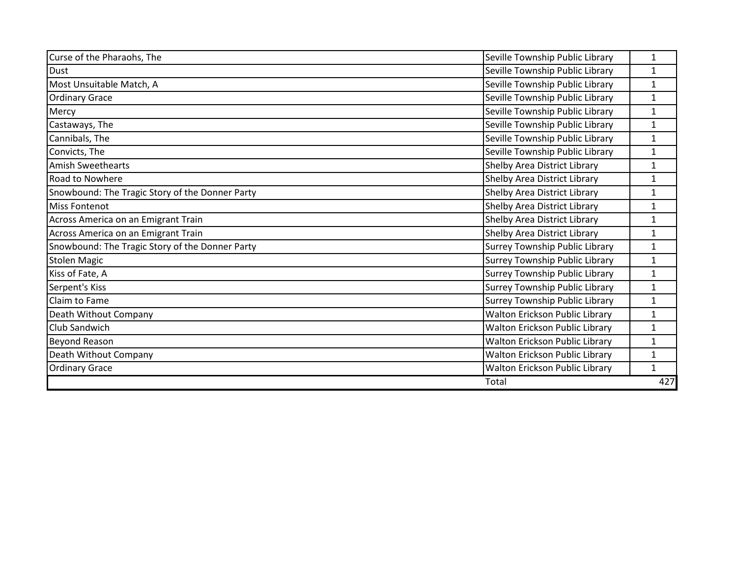| | | |
|---|---|---|
| Curse of the Pharaohs, The | Seville Township Public Library | 1 |
| Dust | Seville Township Public Library | 1 |
| Most Unsuitable Match, A | Seville Township Public Library | 1 |
| Ordinary Grace | Seville Township Public Library | 1 |
| Mercy | Seville Township Public Library | 1 |
| Castaways, The | Seville Township Public Library | 1 |
| Cannibals, The | Seville Township Public Library | 1 |
| Convicts, The | Seville Township Public Library | 1 |
| Amish Sweethearts | Shelby Area District Library | 1 |
| Road to Nowhere | Shelby Area District Library | 1 |
| Snowbound: The Tragic Story of the Donner Party | Shelby Area District Library | 1 |
| Miss Fontenot | Shelby Area District Library | 1 |
| Across America on an Emigrant Train | Shelby Area District Library | 1 |
| Across America on an Emigrant Train | Shelby Area District Library | 1 |
| Snowbound: The Tragic Story of the Donner Party | Surrey Township Public Library | 1 |
| Stolen Magic | Surrey Township Public Library | 1 |
| Kiss of Fate, A | Surrey Township Public Library | 1 |
| Serpent's Kiss | Surrey Township Public Library | 1 |
| Claim to Fame | Surrey Township Public Library | 1 |
| Death Without Company | Walton Erickson Public Library | 1 |
| Club Sandwich | Walton Erickson Public Library | 1 |
| Beyond Reason | Walton Erickson Public Library | 1 |
| Death Without Company | Walton Erickson Public Library | 1 |
| Ordinary Grace | Walton Erickson Public Library | 1 |
| | Total | 427 |